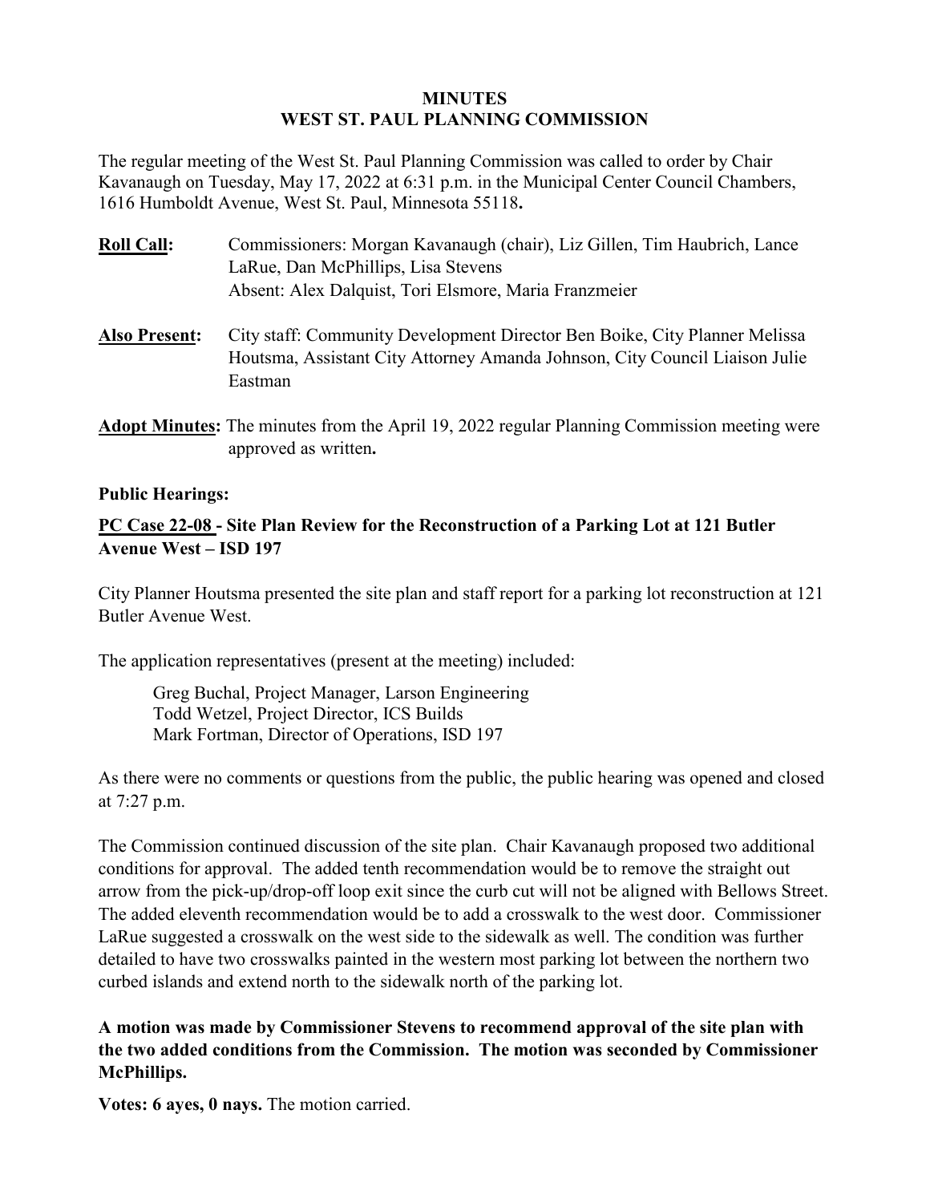# MINUTES
# WEST ST. PAUL PLANNING COMMISSION

The regular meeting of the West St. Paul Planning Commission was called to order by Chair Kavanaugh on Tuesday, May 17, 2022 at 6:31 p.m. in the Municipal Center Council Chambers, 1616 Humboldt Avenue, West St. Paul, Minnesota 55118**.**

**Roll Call:** Commissioners: Morgan Kavanaugh (chair), Liz Gillen, Tim Haubrich, Lance LaRue, Dan McPhillips, Lisa Stevens
Absent: Alex Dalquist, Tori Elsmore, Maria Franzmeier

**Also Present:** City staff: Community Development Director Ben Boike, City Planner Melissa Houtsma, Assistant City Attorney Amanda Johnson, City Council Liaison Julie Eastman

**Adopt Minutes:** The minutes from the April 19, 2022 regular Planning Commission meeting were approved as written**.**

**Public Hearings:**

**PC Case 22-08 - Site Plan Review for the Reconstruction of a Parking Lot at 121 Butler Avenue West – ISD 197**

City Planner Houtsma presented the site plan and staff report for a parking lot reconstruction at 121 Butler Avenue West.

The application representatives (present at the meeting) included:

Greg Buchal, Project Manager, Larson Engineering
Todd Wetzel, Project Director, ICS Builds
Mark Fortman, Director of Operations, ISD 197

As there were no comments or questions from the public, the public hearing was opened and closed at 7:27 p.m.

The Commission continued discussion of the site plan. Chair Kavanaugh proposed two additional conditions for approval. The added tenth recommendation would be to remove the straight out arrow from the pick-up/drop-off loop exit since the curb cut will not be aligned with Bellows Street. The added eleventh recommendation would be to add a crosswalk to the west door. Commissioner LaRue suggested a crosswalk on the west side to the sidewalk as well. The condition was further detailed to have two crosswalks painted in the western most parking lot between the northern two curbed islands and extend north to the sidewalk north of the parking lot.

**A motion was made by Commissioner Stevens to recommend approval of the site plan with the two added conditions from the Commission. The motion was seconded by Commissioner McPhillips.**

**Votes: 6 ayes, 0 nays.** The motion carried.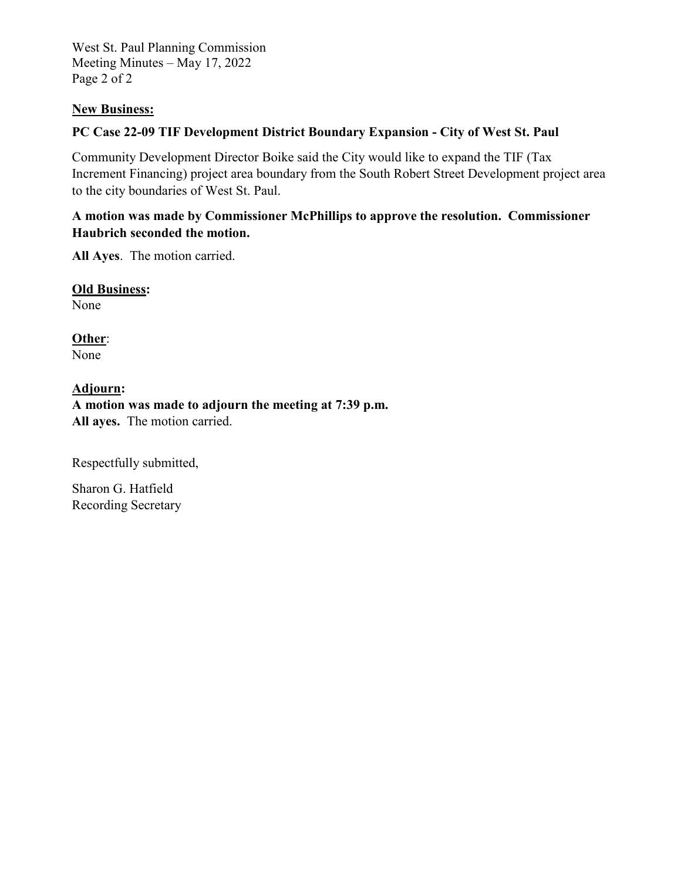**New Business:**

**PC Case 22-09 TIF Development District Boundary Expansion - City of West St. Paul**

Community Development Director Boike said the City would like to expand the TIF (Tax Increment Financing) project area boundary from the South Robert Street Development project area to the city boundaries of West St. Paul.

**A motion was made by Commissioner McPhillips to approve the resolution. Commissioner Haubrich seconded the motion.**

**All Ayes**. The motion carried.

**Old Business:**
None

**Other**:
None

**Adjourn:**
**A motion was made to adjourn the meeting at 7:39 p.m.**
**All ayes.** The motion carried.

Respectfully submitted,

Sharon G. Hatfield
Recording Secretary